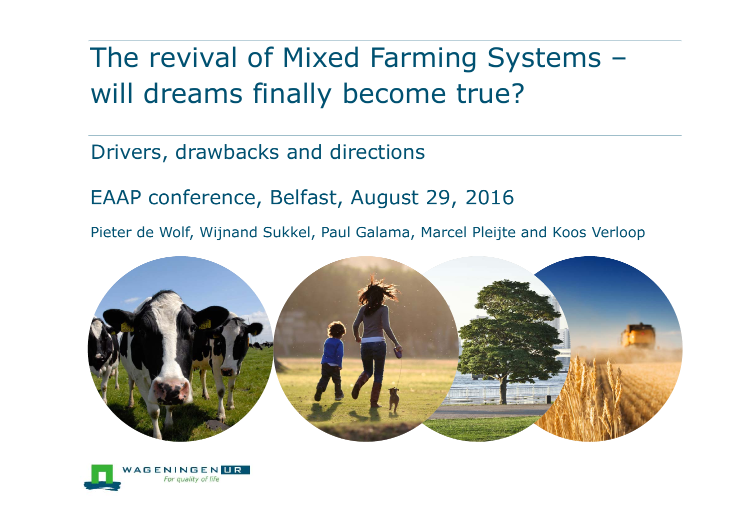# The revival of Mixed Farming Systems – will dreams finally become true?

Drivers, drawbacks and directions

EAAP conference, Belfast, August 29, 2016

Pieter de Wolf, Wijnand Sukkel, Paul Galama, Marcel Pleijte and Koos Verloop

WAGENINGEN UR
*For quality of life*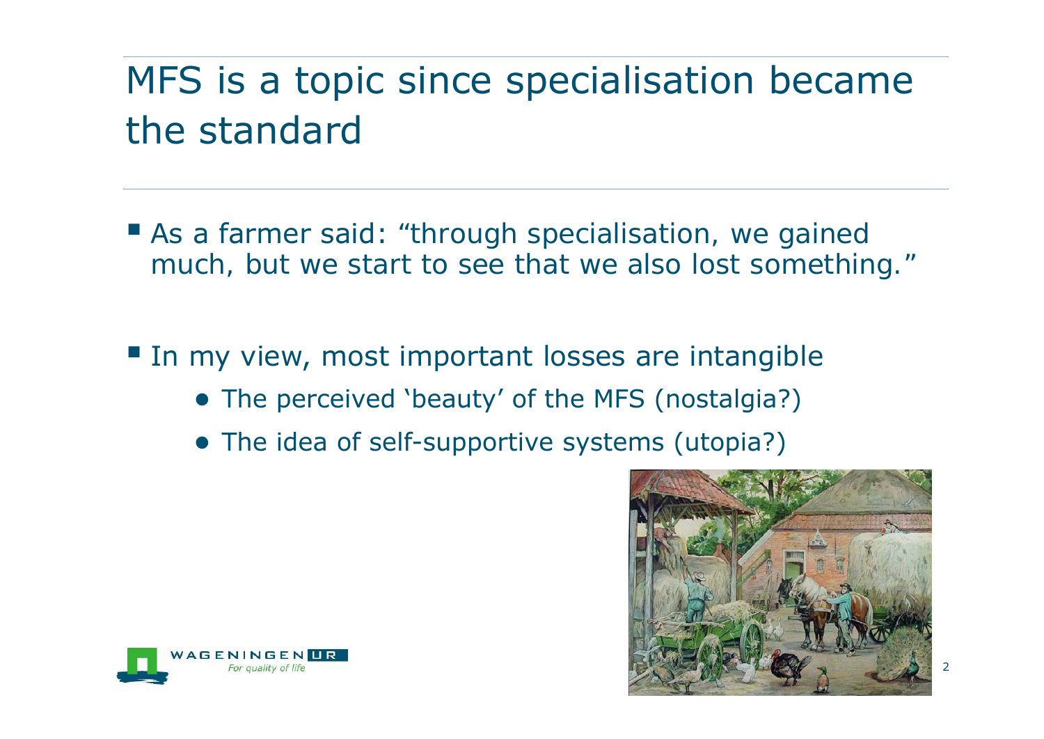# MFS is a topic since specialisation became the standard

- As a farmer said: "through specialisation, we gained much, but we start to see that we also lost something."

- In my view, most important losses are intangible
  - The perceived 'beauty' of the MFS (nostalgia?)
  - The idea of self-supportive systems (utopia?)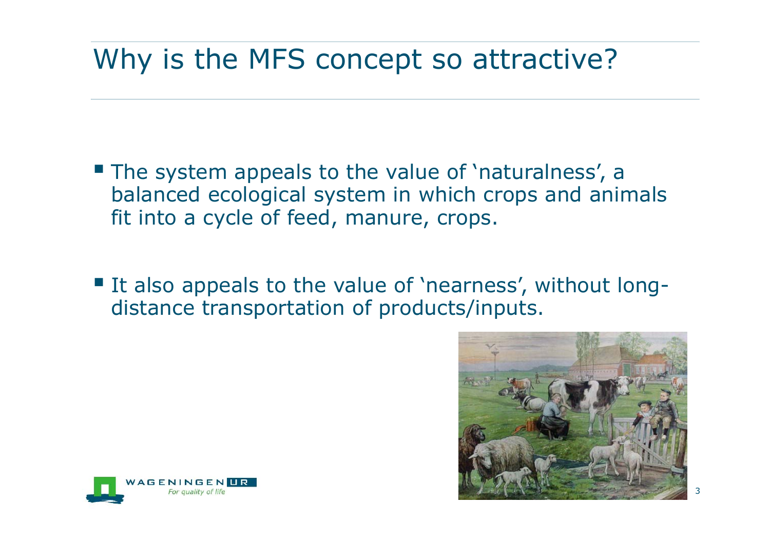# Why is the MFS concept so attractive?

- The system appeals to the value of 'naturalness', a balanced ecological system in which crops and animals fit into a cycle of feed, manure, crops.

- It also appeals to the value of 'nearness', without long-distance transportation of products/inputs.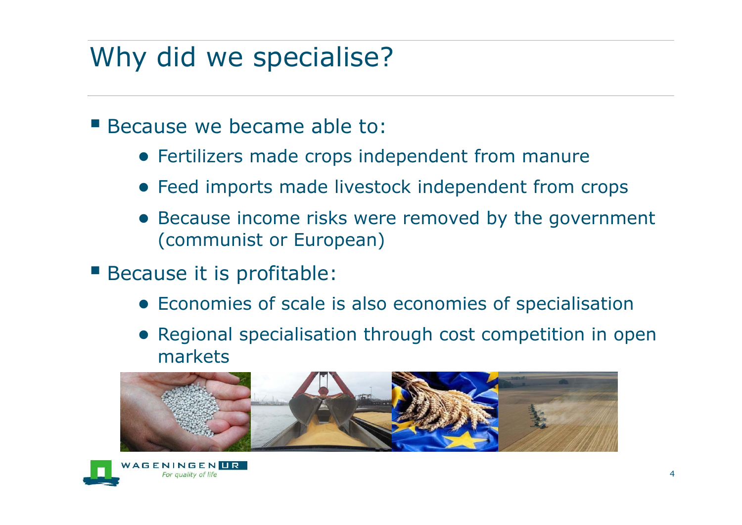# Why did we specialise?

- Because we became able to:
  - Fertilizers made crops independent from manure
  - Feed imports made livestock independent from crops
  - Because income risks were removed by the government (communist or European)
- Because it is profitable:
  - Economies of scale is also economies of specialisation
  - Regional specialisation through cost competition in open markets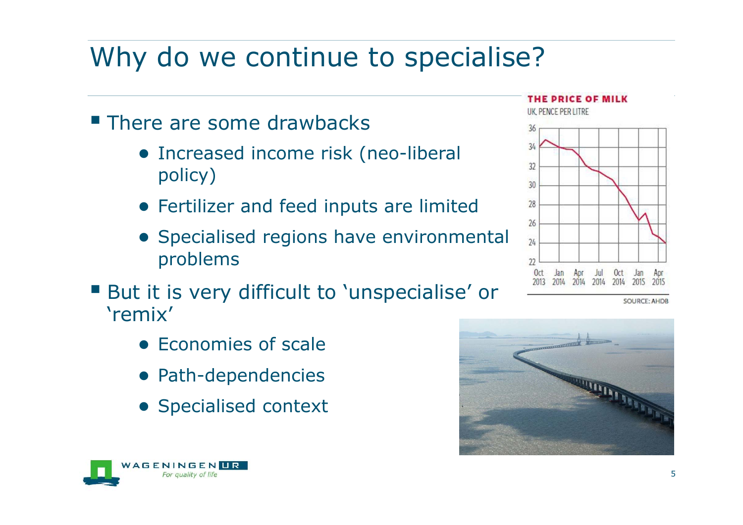# Why do we continue to specialise?

- There are some drawbacks
  - Increased income risk (neo-liberal policy)
  - Fertilizer and feed inputs are limited
  - Specialised regions have environmental problems
- But it is very difficult to 'unspecialise' or 'remix'
  - Economies of scale
  - Path-dependencies
  - Specialised context

**THE PRICE OF MILK**

UK, PENCE PER LITRE

SOURCE: AHDB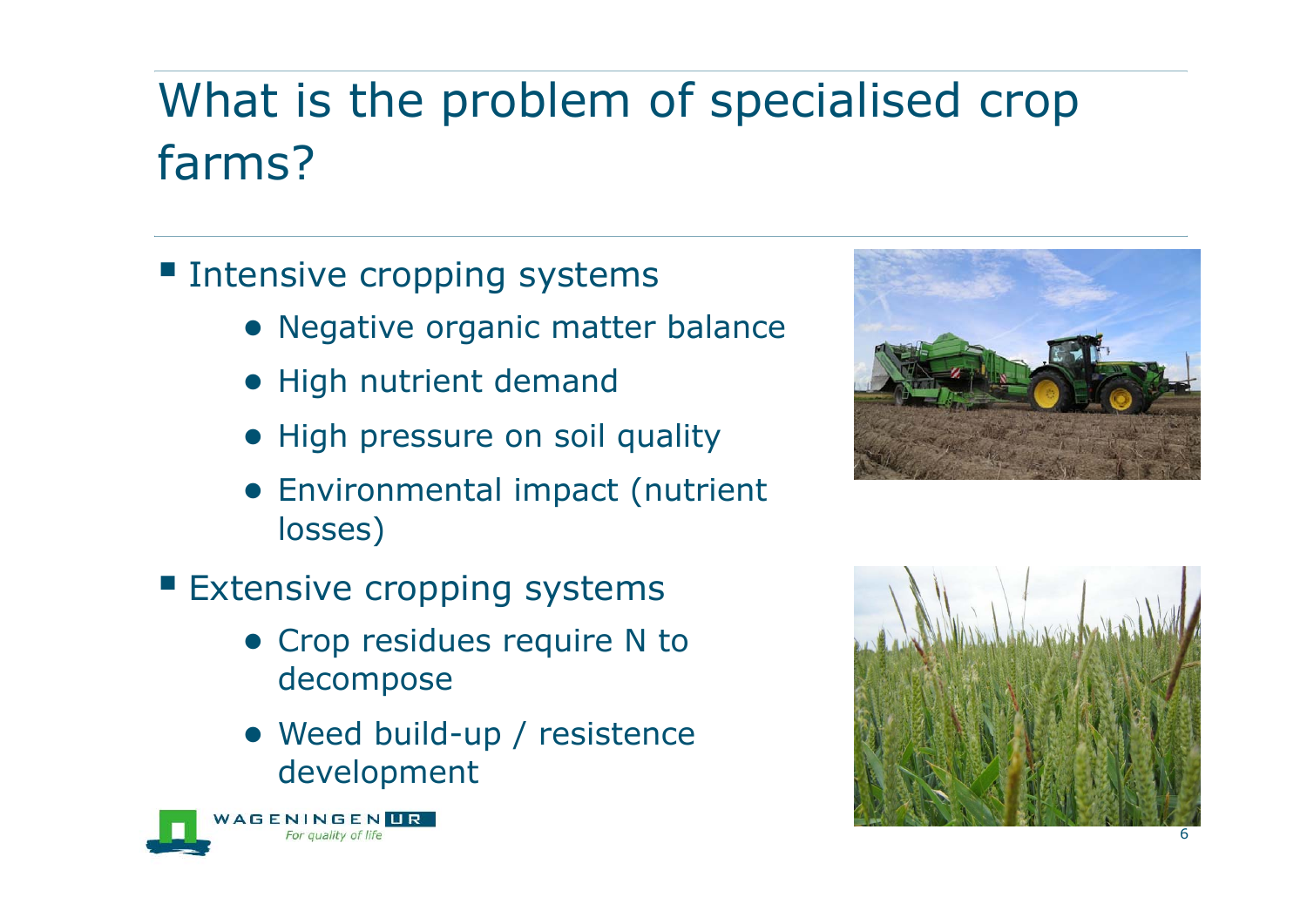# What is the problem of specialised crop farms?

- Intensive cropping systems
  - Negative organic matter balance
  - High nutrient demand
  - High pressure on soil quality
  - Environmental impact (nutrient losses)
- Extensive cropping systems
  - Crop residues require N to decompose
  - Weed build-up / resistence development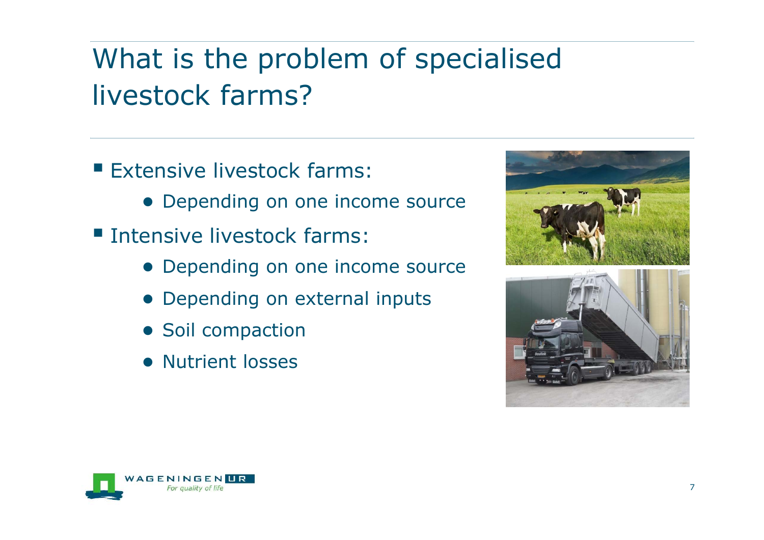# What is the problem of specialised livestock farms?

- Extensive livestock farms:
  - Depending on one income source
- Intensive livestock farms:
  - Depending on one income source
  - Depending on external inputs
  - Soil compaction
  - Nutrient losses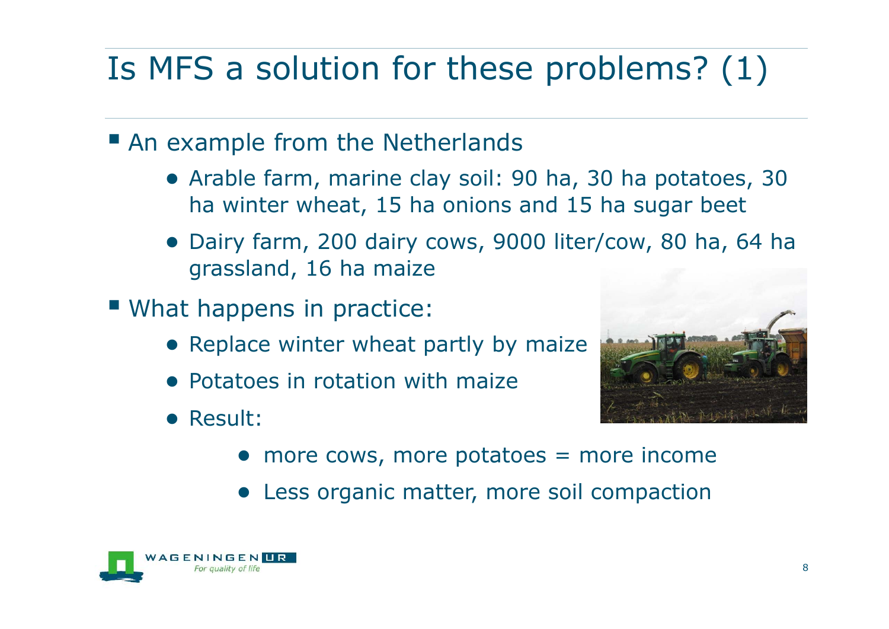# Is MFS a solution for these problems? (1)

- An example from the Netherlands
  - Arable farm, marine clay soil: 90 ha, 30 ha potatoes, 30 ha winter wheat, 15 ha onions and 15 ha sugar beet
  - Dairy farm, 200 dairy cows, 9000 liter/cow, 80 ha, 64 ha grassland, 16 ha maize
- What happens in practice:
  - Replace winter wheat partly by maize
  - Potatoes in rotation with maize
  - Result:
    - more cows, more potatoes = more income
    - Less organic matter, more soil compaction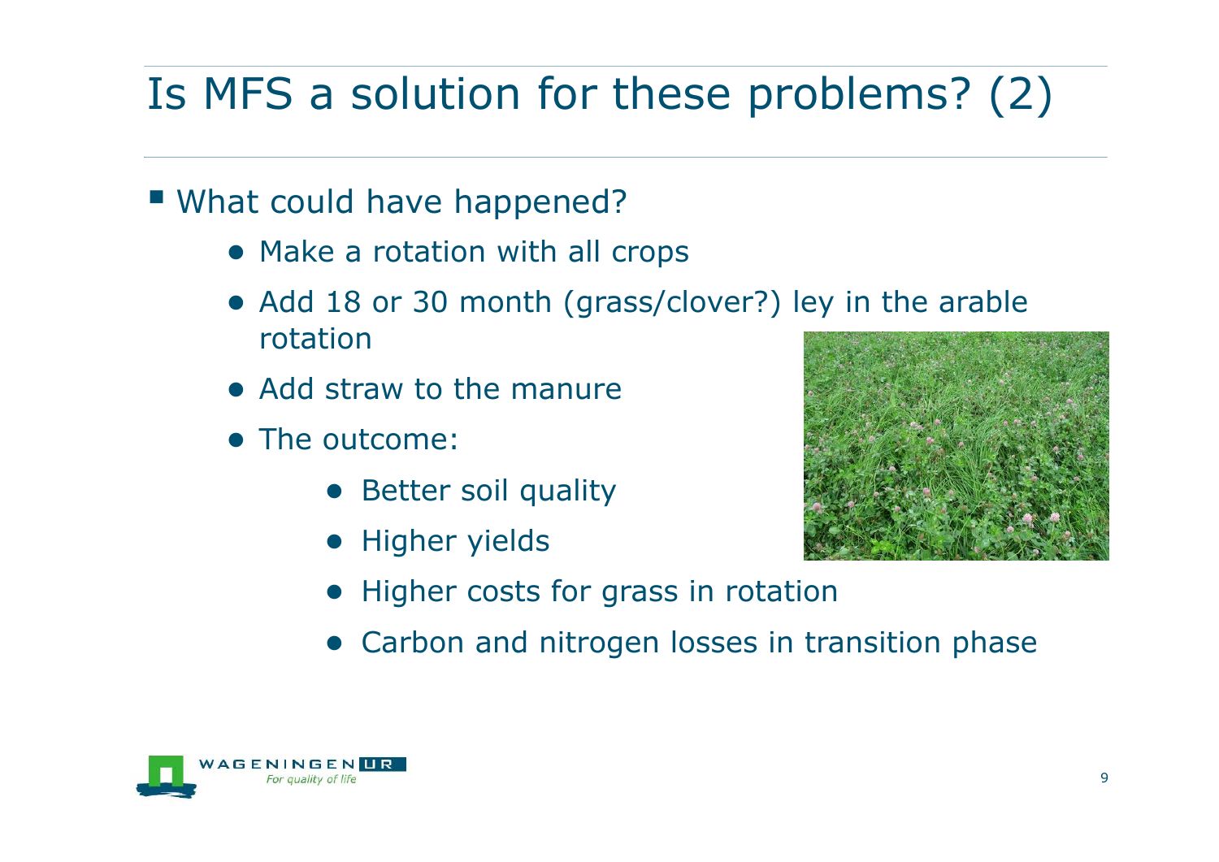# Is MFS a solution for these problems? (2)

- What could have happened?
  - Make a rotation with all crops
  - Add 18 or 30 month (grass/clover?) ley in the arable rotation
  - Add straw to the manure
  - The outcome:
    - Better soil quality
    - Higher yields
    - Higher costs for grass in rotation
    - Carbon and nitrogen losses in transition phase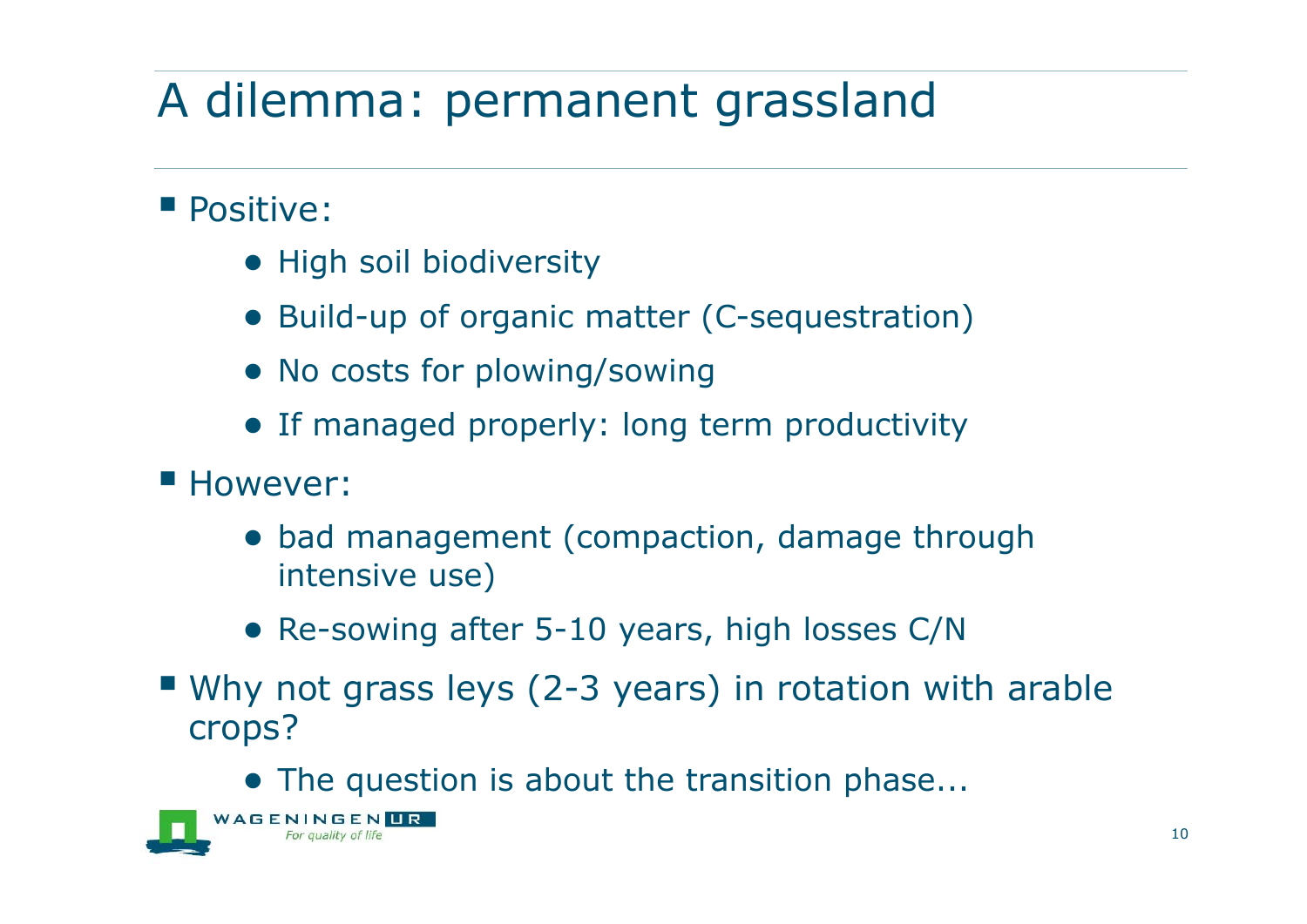# A dilemma: permanent grassland

- Positive:
  - High soil biodiversity
  - Build-up of organic matter (C-sequestration)
  - No costs for plowing/sowing
  - If managed properly: long term productivity
- However:
  - bad management (compaction, damage through intensive use)
  - Re-sowing after 5-10 years, high losses C/N
- Why not grass leys (2-3 years) in rotation with arable crops?
  - The question is about the transition phase...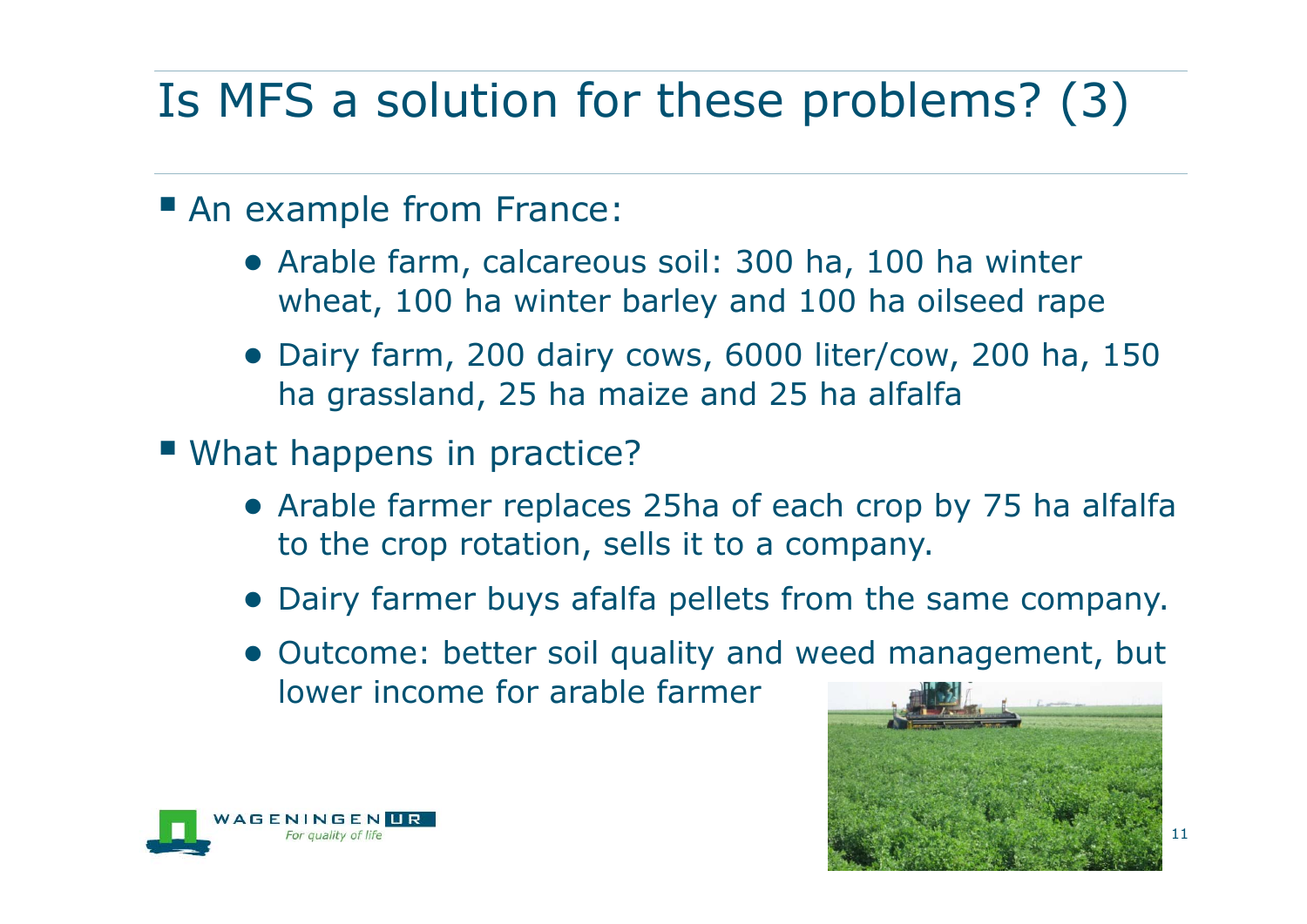# Is MFS a solution for these problems? (3)

- An example from France:
  - Arable farm, calcareous soil: 300 ha, 100 ha winter wheat, 100 ha winter barley and 100 ha oilseed rape
  - Dairy farm, 200 dairy cows, 6000 liter/cow, 200 ha, 150 ha grassland, 25 ha maize and 25 ha alfalfa
- What happens in practice?
  - Arable farmer replaces 25ha of each crop by 75 ha alfalfa to the crop rotation, sells it to a company.
  - Dairy farmer buys afalfa pellets from the same company.
  - Outcome: better soil quality and weed management, but lower income for arable farmer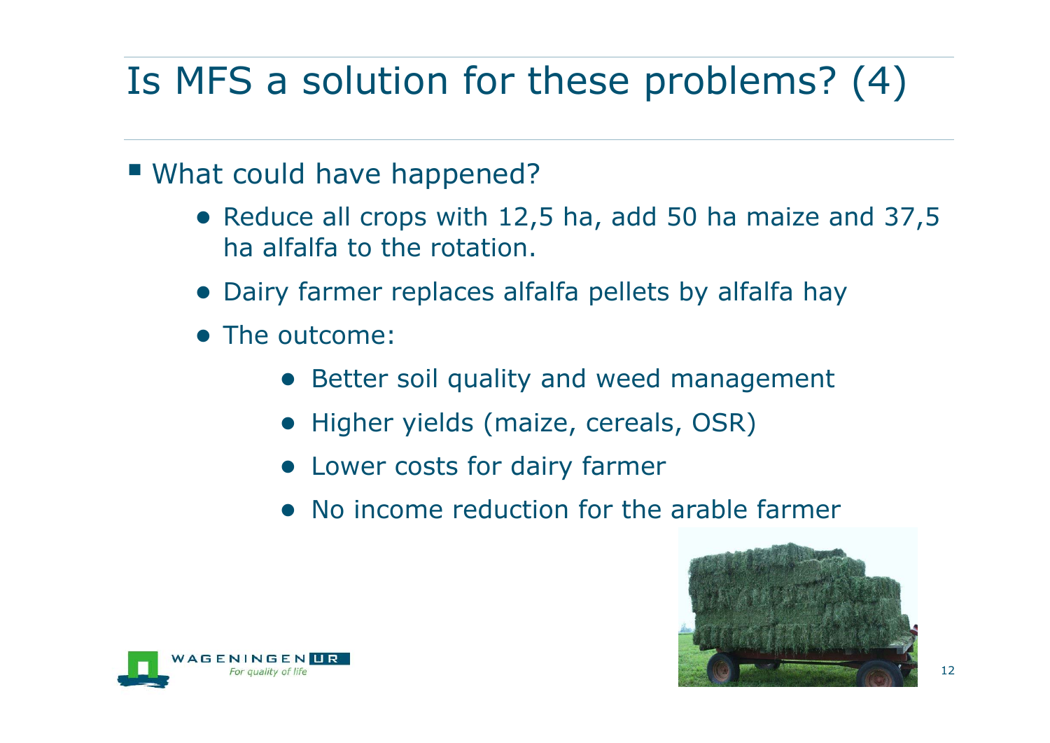# Is MFS a solution for these problems? (4)

- What could have happened?
  - Reduce all crops with 12,5 ha, add 50 ha maize and 37,5 ha alfalfa to the rotation.
  - Dairy farmer replaces alfalfa pellets by alfalfa hay
  - The outcome:
    - Better soil quality and weed management
    - Higher yields (maize, cereals, OSR)
    - Lower costs for dairy farmer
    - No income reduction for the arable farmer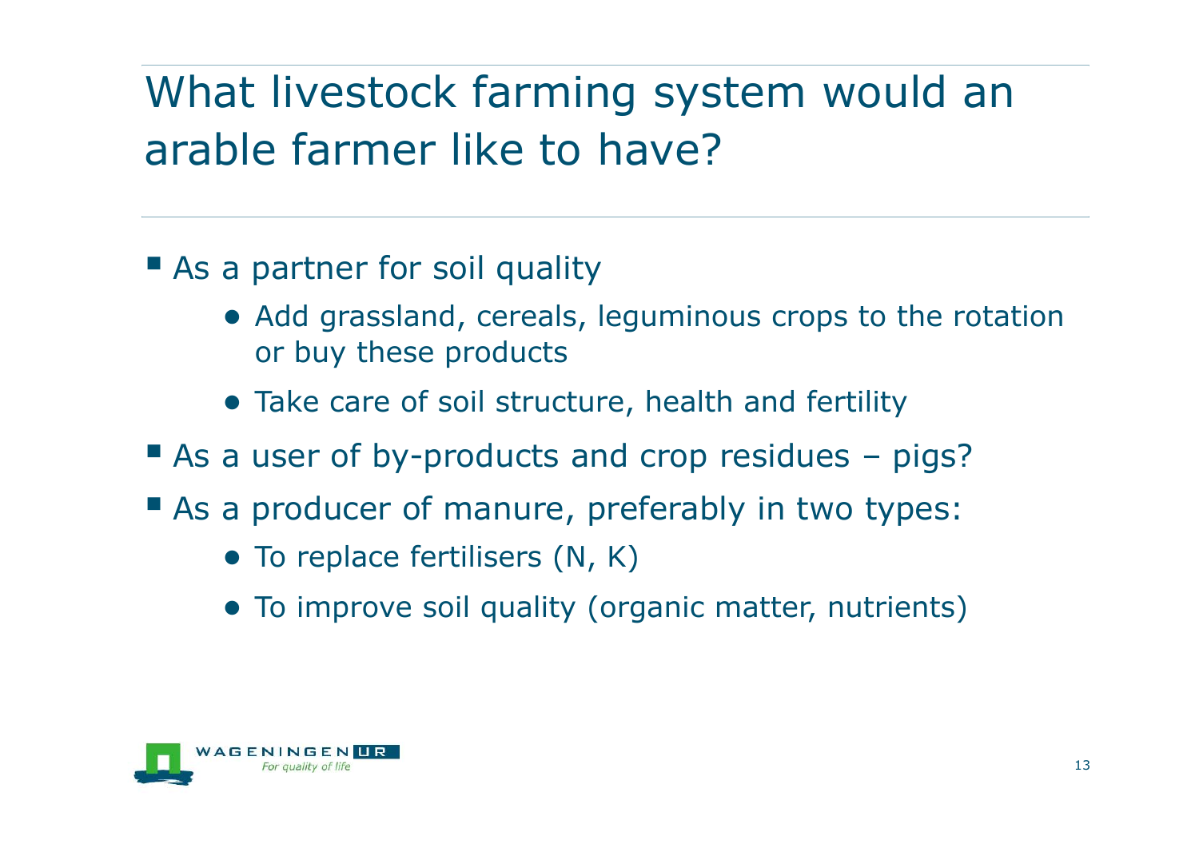# What livestock farming system would an arable farmer like to have?

- As a partner for soil quality
  - Add grassland, cereals, leguminous crops to the rotation or buy these products
  - Take care of soil structure, health and fertility
- As a user of by-products and crop residues – pigs?
- As a producer of manure, preferably in two types:
  - To replace fertilisers (N, K)
  - To improve soil quality (organic matter, nutrients)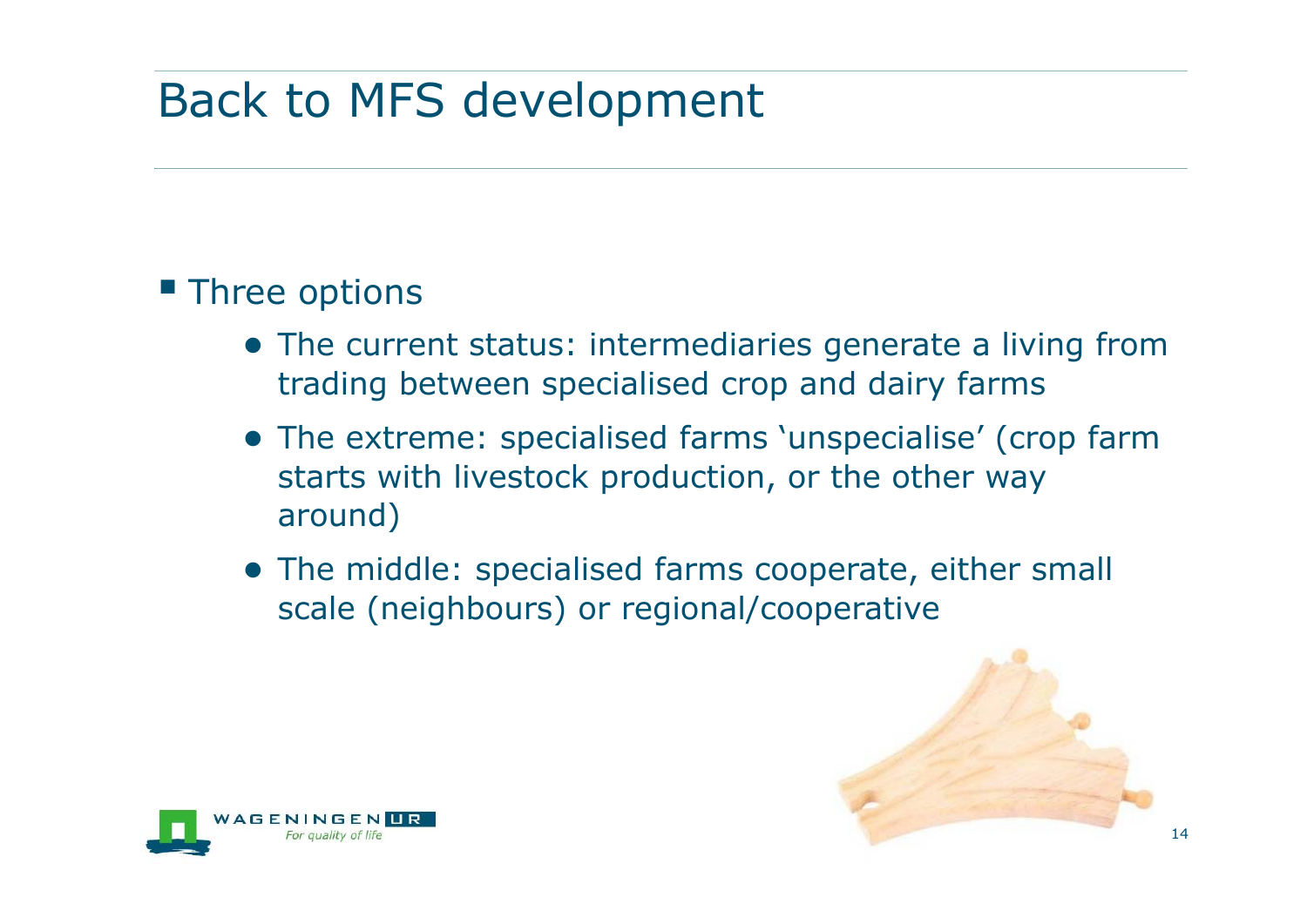# Back to MFS development

- Three options
  - The current status: intermediaries generate a living from trading between specialised crop and dairy farms
  - The extreme: specialised farms 'unspecialise' (crop farm starts with livestock production, or the other way around)
  - The middle: specialised farms cooperate, either small scale (neighbours) or regional/cooperative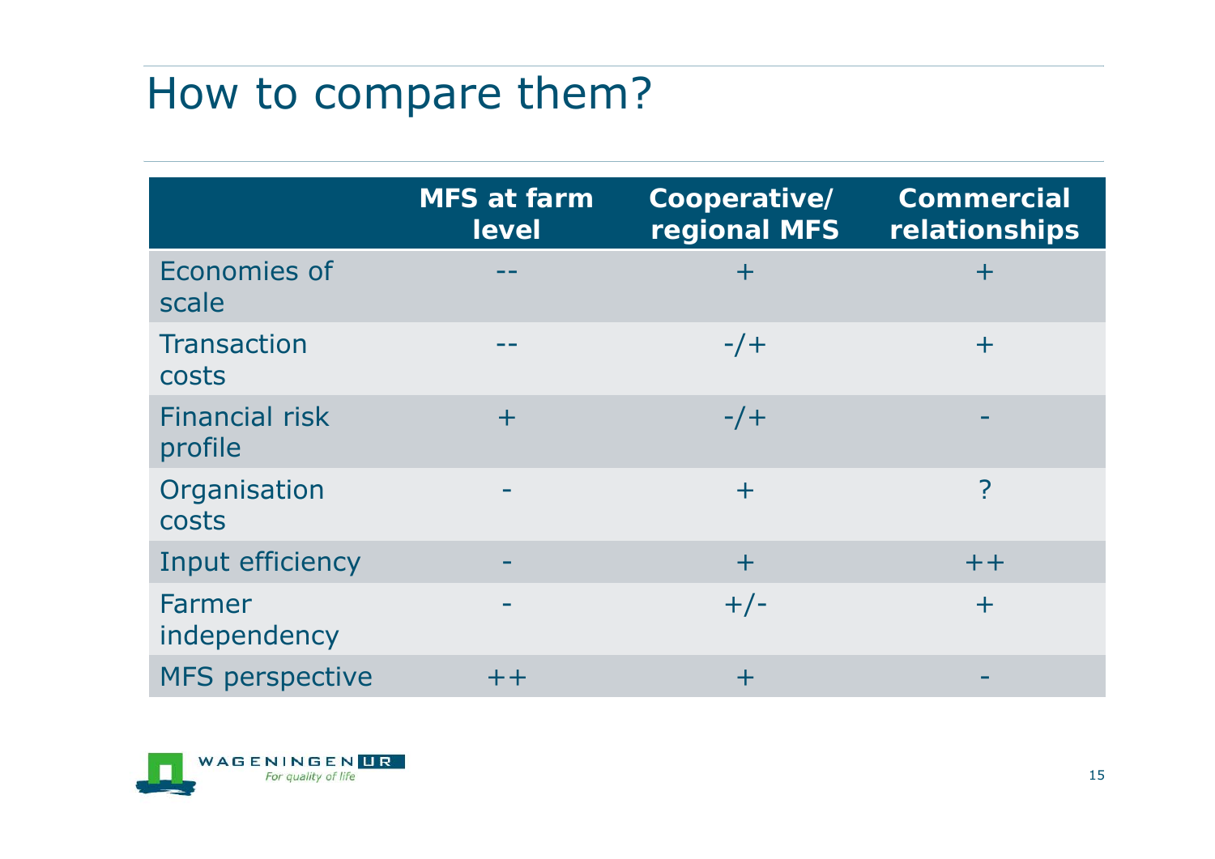# How to compare them?

| | MFS at farm level | Cooperative/ regional MFS | Commercial relationships |
|---|---|---|---|
| Economies of scale | -- | + | + |
| Transaction costs | -- | -/+ | + |
| Financial risk profile | + | -/+ | - |
| Organisation costs | - | + | ? |
| Input efficiency | - | + | ++ |
| Farmer independency | - | +/- | + |
| MFS perspective | ++ | + | - |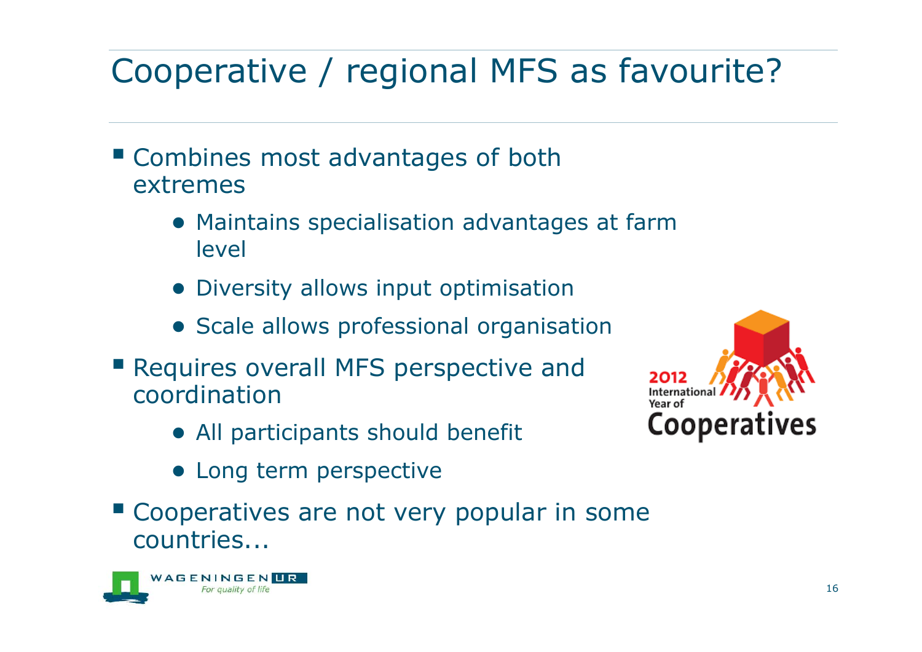# Cooperative / regional MFS as favourite?

- Combines most advantages of both extremes
  - Maintains specialisation advantages at farm level
  - Diversity allows input optimisation
  - Scale allows professional organisation
- Requires overall MFS perspective and coordination
  - All participants should benefit
  - Long term perspective
- Cooperatives are not very popular in some countries...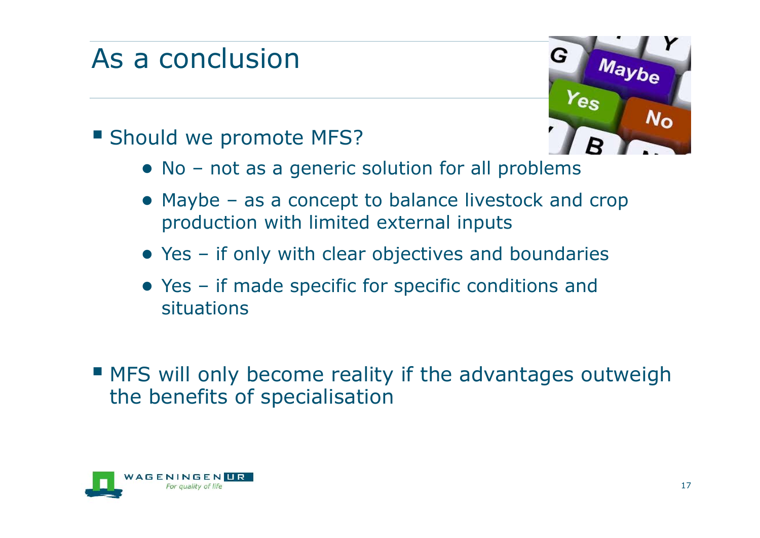# As a conclusion

- Should we promote MFS?
  - No – not as a generic solution for all problems
  - Maybe – as a concept to balance livestock and crop production with limited external inputs
  - Yes – if only with clear objectives and boundaries
  - Yes – if made specific for specific conditions and situations

- MFS will only become reality if the advantages outweigh the benefits of specialisation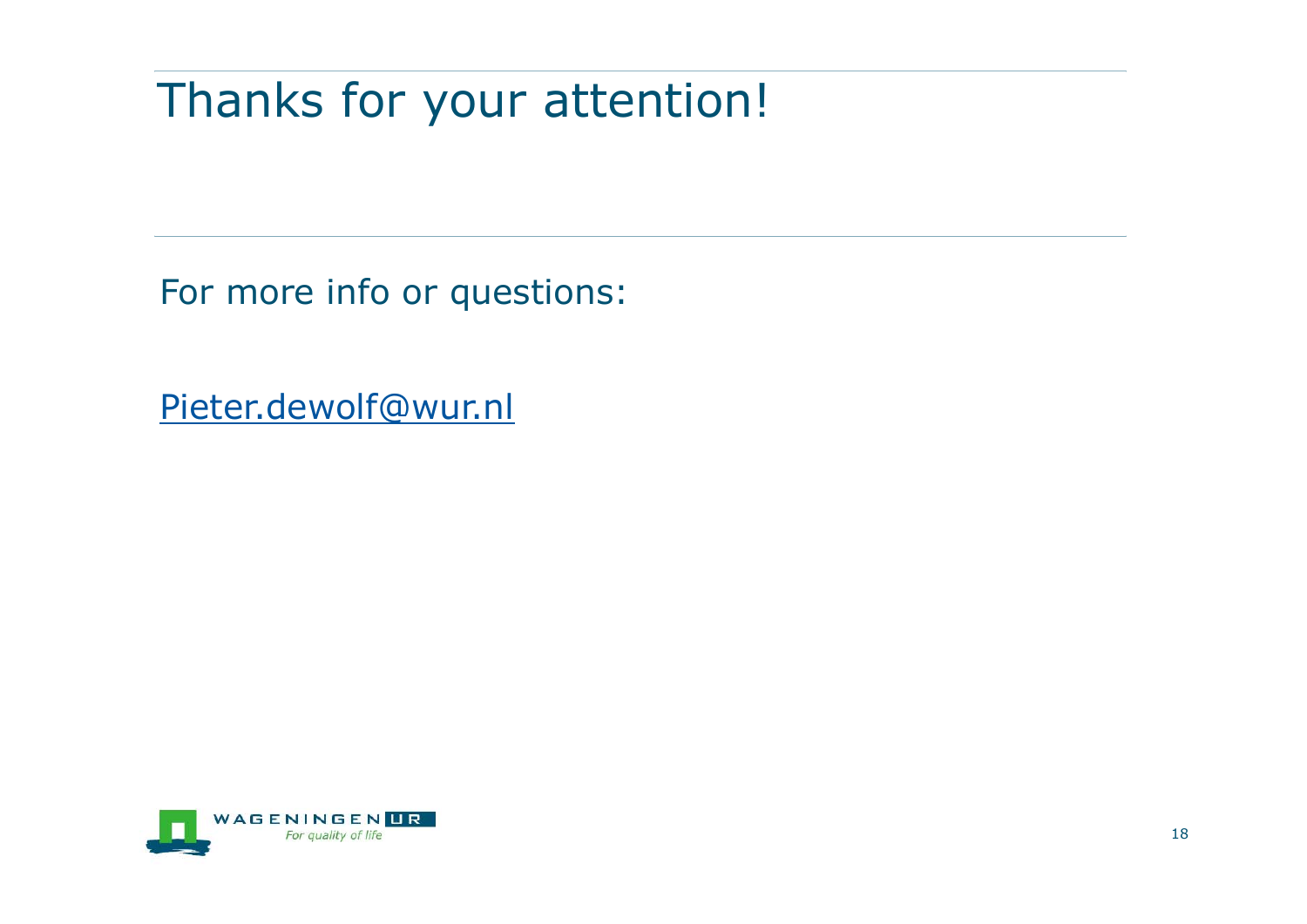# Thanks for your attention!

For more info or questions:

[Pieter.dewolf@wur.nl](mailto:Pieter.dewolf@wur.nl)